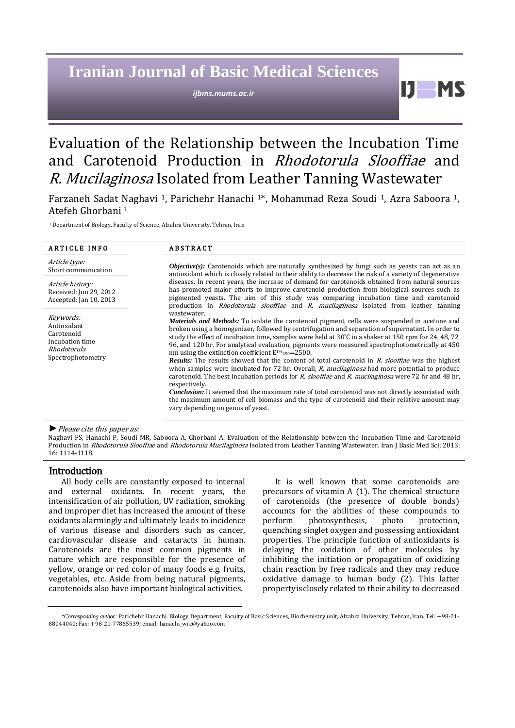# Evaluation of the Relationship between the Incubation Time and Carotenoid Production in *Rhodotorula Slooffiae* and *R. Mucilaginosa* Isolated from Leather Tanning Wastewater

Farzaneh Sadat Naghavi [1], Parichehr Hanachi [1]*, Mohammad Reza Soudi [1], Azra Saboora [1], Atefeh Ghorbani [1]

[1] Department of Biology, Faculty of Science, Alzahra University, Tehran, Iran

**ARTICLE INFO**

*Article type:*
Short communication

*Article history:*
Received: Jun 29, 2012
Accepted: Jan 10, 2013

*Keywords:*
Antioxidant
Carotenoid
Incubation time
*Rhodotorula*
Spectrophotometry

**ABSTRACT**

***Objective(s):*** Carotenoids which are naturally synthesized by fungi such as yeasts can act as an antioxidant which is closely related to their ability to decrease the risk of a variety of degenerative diseases. In recent years, the increase of demand for carotenoids obtained from natural sources has promoted major efforts to improve carotenoid production from biological sources such as pigmented yeasts. The aim of this study was comparing incubation time and carotenoid production in *Rhodotorula slooffiae* and *R. mucilaginosa* isolated from leather tanning wastewater.

***Materials and Methods:*** To isolate the carotenoid pigment, cells were suspended in acetone and broken using a homogenizer, followed by centrifugation and separation of supernatant. In order to study the effect of incubation time, samples were held at 30°C in a shaker at 150 rpm for 24, 48, 72, 96, and 120 hr. For analytical evaluation, pigments were measured spectrophotometrically at 450 nm using the extinction coefficient $E^{1\%}_{450}$=2500.

***Results:*** The results showed that the content of total carotenoid in *R. slooffiae* was the highest when samples were incubated for 72 hr. Overall, *R. mucilaginosa* had more potential to produce carotenoid. The best incubation periods for *R. slooffiae* and *R. mucilaginosa* were 72 hr and 48 hr, respectively.

***Conclusion:*** It seemed that the maximum rate of total carotenoid was not directly associated with the maximum amount of cell biomass and the type of carotenoid and their relative amount may vary depending on genus of yeast.

► *Please cite this paper as:*

Naghavi FS, Hanachi P, Soudi MR, Saboora A, Ghorbani A. Evaluation of the Relationship between the Incubation Time and Carotenoid Production in *Rhodotorula Slooffiae* and *Rhodotorula Mucilaginosa* Isolated from Leather Tanning Wastewater. Iran J Basic Med Sci; 2013; 16: 1114-1118.

## Introduction

All body cells are constantly exposed to internal and external oxidants. In recent years, the intensification of air pollution, UV radiation, smoking and improper diet has increased the amount of these oxidants alarmingly and ultimately leads to incidence of various disease and disorders such as cancer, cardiovascular disease and cataracts in human. Carotenoids are the most common pigments in nature which are responsible for the presence of yellow, orange or red color of many foods e.g. fruits, vegetables, etc. Aside from being natural pigments, carotenoids also have important biological activities.

It is well known that some carotenoids are precursors of vitamin A (1). The chemical structure of carotenoids (the presence of double bonds) accounts for the abilities of these compounds to perform photosynthesis, photo protection, quenching singlet oxygen and possessing antioxidant properties. The principle function of antioxidants is delaying the oxidation of other molecules by inhibiting the initiation or propagation of oxidizing chain reaction by free radicals and they may reduce oxidative damage to human body (2). This latter property is closely related to their ability to decreased

*\*Corresponding author:* Parichehr Hanachi. Biology Department, Faculty of Basic Sciences, Biochemistry unit, Alzahra University, Tehran, Iran. Tel: +98-21-88044040; Fax: +98-21-77865539; email: hanachi_wrc@yahoo.com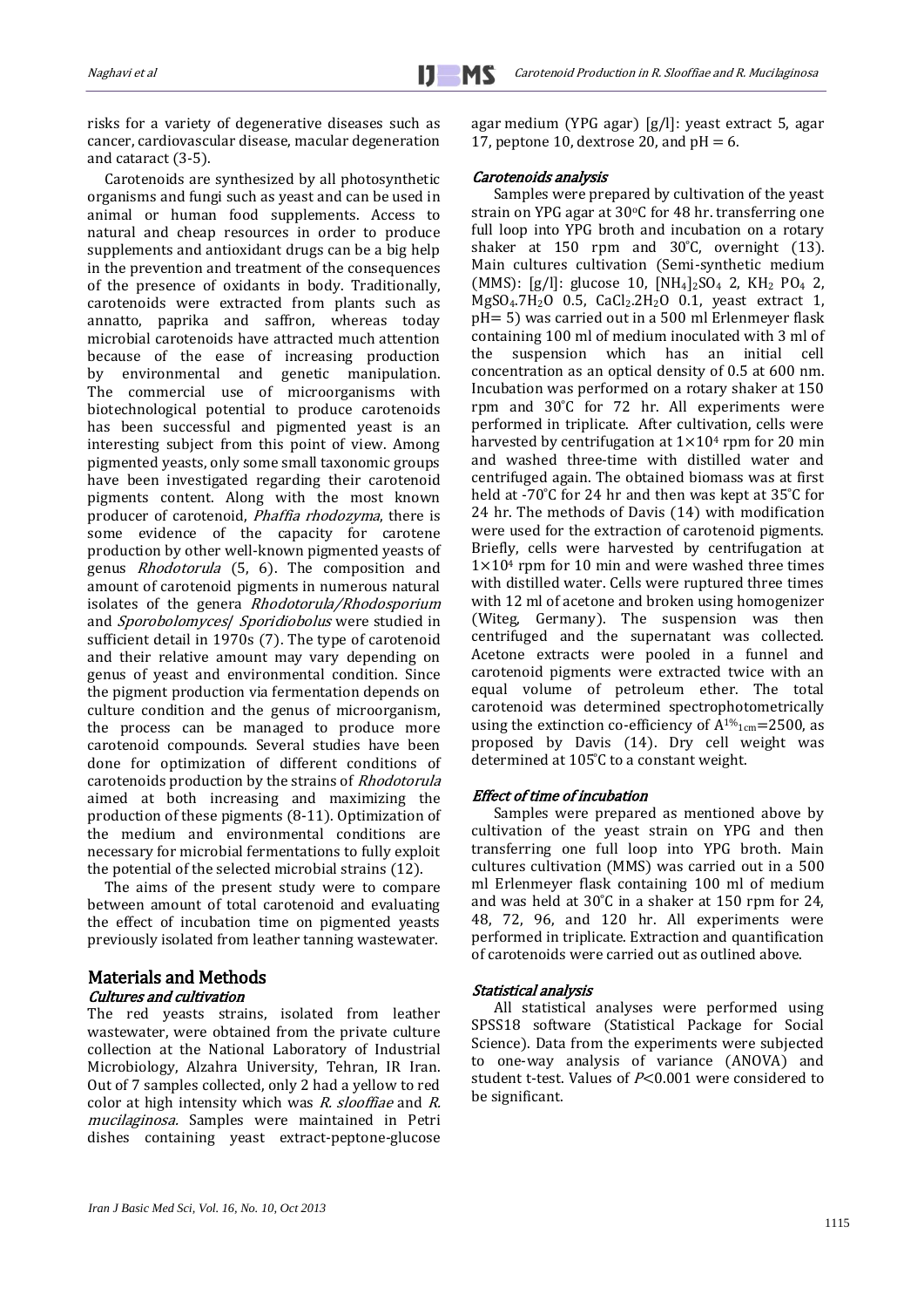risks for a variety of degenerative diseases such as cancer, cardiovascular disease, macular degeneration and cataract (3-5).

Carotenoids are synthesized by all photosynthetic organisms and fungi such as yeast and can be used in animal or human food supplements. Access to natural and cheap resources in order to produce supplements and antioxidant drugs can be a big help in the prevention and treatment of the consequences of the presence of oxidants in body. Traditionally, carotenoids were extracted from plants such as annatto, paprika and saffron, whereas today microbial carotenoids have attracted much attention because of the ease of increasing production by environmental and genetic manipulation. The commercial use of microorganisms with biotechnological potential to produce carotenoids has been successful and pigmented yeast is an interesting subject from this point of view. Among pigmented yeasts, only some small taxonomic groups have been investigated regarding their carotenoid pigments content. Along with the most known producer of carotenoid, *Phaffia rhodozyma*, there is some evidence of the capacity for carotene production by other well-known pigmented yeasts of genus *Rhodotorula* (5, 6). The composition and amount of carotenoid pigments in numerous natural isolates of the genera *Rhodotorula/Rhodosporium* and *Sporobolomyces*/ *Sporidiobolus* were studied in sufficient detail in 1970s (7). The type of carotenoid and their relative amount may vary depending on genus of yeast and environmental condition. Since the pigment production via fermentation depends on culture condition and the genus of microorganism, the process can be managed to produce more carotenoid compounds. Several studies have been done for optimization of different conditions of carotenoids production by the strains of *Rhodotorula* aimed at both increasing and maximizing the production of these pigments (8-11). Optimization of the medium and environmental conditions are necessary for microbial fermentations to fully exploit the potential of the selected microbial strains (12).

The aims of the present study were to compare between amount of total carotenoid and evaluating the effect of incubation time on pigmented yeasts previously isolated from leather tanning wastewater.

## Materials and Methods

### *Cultures and cultivation*

The red yeasts strains, isolated from leather wastewater, were obtained from the private culture collection at the National Laboratory of Industrial Microbiology, Alzahra University, Tehran, IR Iran. Out of 7 samples collected, only 2 had a yellow to red color at high intensity which was *R. slooffiae* and *R. mucilaginosa*. Samples were maintained in Petri dishes containing yeast extract-peptone-glucose agar medium (YPG agar) [g/l]: yeast extract 5, agar 17, peptone 10, dextrose 20, and pH = 6.

### *Carotenoids analysis*

Samples were prepared by cultivation of the yeast strain on YPG agar at 30°C for 48 hr. transferring one full loop into YPG broth and incubation on a rotary shaker at 150 rpm and 30°C, overnight (13). Main cultures cultivation (Semi-synthetic medium (MMS): [g/l]: glucose 10, $[NH_4]_2SO_4$ 2, $KH_2PO_4$ 2, $MgSO_4.7H_2O$ 0.5, $CaCl_2.2H_2O$ 0.1, yeast extract 1, pH= 5) was carried out in a 500 ml Erlenmeyer flask containing 100 ml of medium inoculated with 3 ml of the suspension which has an initial cell concentration as an optical density of 0.5 at 600 nm. Incubation was performed on a rotary shaker at 150 rpm and 30°C for 72 hr. All experiments were performed in triplicate. After cultivation, cells were harvested by centrifugation at $1\times10^4$ rpm for 20 min and washed three-time with distilled water and centrifuged again. The obtained biomass was at first held at -70°C for 24 hr and then was kept at 35°C for 24 hr. The methods of Davis (14) with modification were used for the extraction of carotenoid pigments. Briefly, cells were harvested by centrifugation at $1\times10^4$ rpm for 10 min and were washed three times with distilled water. Cells were ruptured three times with 12 ml of acetone and broken using homogenizer (Witeg, Germany). The suspension was then centrifuged and the supernatant was collected. Acetone extracts were pooled in a funnel and carotenoid pigments were extracted twice with an equal volume of petroleum ether. The total carotenoid was determined spectrophotometrically using the extinction co-efficiency of $A^{1\%}_{1cm}=2500$, as proposed by Davis (14). Dry cell weight was determined at 105°C to a constant weight.

### *Effect of time of incubation*

Samples were prepared as mentioned above by cultivation of the yeast strain on YPG and then transferring one full loop into YPG broth. Main cultures cultivation (MMS) was carried out in a 500 ml Erlenmeyer flask containing 100 ml of medium and was held at 30°C in a shaker at 150 rpm for 24, 48, 72, 96, and 120 hr. All experiments were performed in triplicate. Extraction and quantification of carotenoids were carried out as outlined above.

### *Statistical analysis*

All statistical analyses were performed using SPSS18 software (Statistical Package for Social Science). Data from the experiments were subjected to one-way analysis of variance (ANOVA) and student t-test. Values of $P<0.001$ were considered to be significant.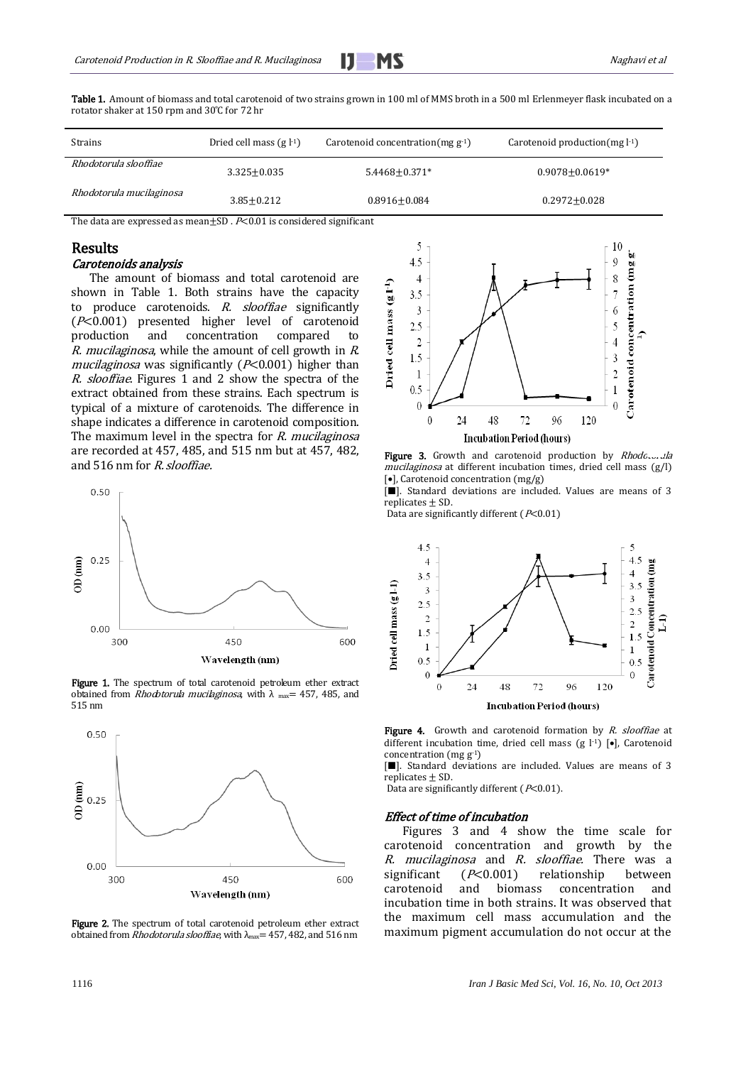**Table 1.** Amount of biomass and total carotenoid of two strains grown in 100 ml of MMS broth in a 500 ml Erlenmeyer flask incubated on a rotator shaker at 150 rpm and 30°C for 72 hr

| Strains | Dried cell mass (g $l^{-1}$) | Carotenoid concentration(mg $g^{-1}$) | Carotenoid production(mg $l^{-1}$) |
|---|---|---|---|
| *Rhodotorula slooffiae* | 3.325±0.035 | 5.4468±0.371* | 0.9078±0.0619* |
| *Rhodotorula mucilaginosa* | 3.85±0.212 | 0.8916±0.084 | 0.2972±0.028 |

The data are expressed as mean±SD . $P$<0.01 is considered significant

## Results

### *Carotenoids analysis*

The amount of biomass and total carotenoid are shown in Table 1. Both strains have the capacity to produce carotenoids. *R. slooffiae* significantly ($P$<0.001) presented higher level of carotenoid production and concentration compared to *R. mucilaginosa*, while the amount of cell growth in *R. mucilaginosa* was significantly ($P$<0.001) higher than *R. slooffiae*. Figures 1 and 2 show the spectra of the extract obtained from these strains. Each spectrum is typical of a mixture of carotenoids. The difference in shape indicates a difference in carotenoid composition. The maximum level in the spectra for *R. mucilaginosa* are recorded at 457, 485, and 515 nm but at 457, 482, and 516 nm for *R. slooffiae.*

**Figure 1.** The spectrum of total carotenoid petroleum ether extract obtained from *Rhodotorula mucilaginosa*, with $\lambda_{max}$= 457, 485, and 515 nm

**Figure 2.** The spectrum of total carotenoid petroleum ether extract obtained from *Rhodotorula slooffiae*, with $\lambda_{max}$= 457, 482, and 516 nm

**Figure 3.** Growth and carotenoid production by *Rhodotorula mucilaginosa* at different incubation times, dried cell mass (g/l) [•], Carotenoid concentration (mg/g) [■]. Standard deviations are included. Values are means of 3 replicates ± SD.
Data are significantly different ($P$<0.01)

**Figure 4.** Growth and carotenoid formation by *R. slooffiae* at different incubation time, dried cell mass (g $l^{-1}$) [•], Carotenoid concentration (mg $g^{-1}$) [■]. Standard deviations are included. Values are means of 3 replicates ± SD.
Data are significantly different ($P$<0.01).

### *Effect of time of incubation*

Figures 3 and 4 show the time scale for carotenoid concentration and growth by the *R. mucilaginosa* and *R. slooffiae*. There was a significant ($P$<0.001) relationship between carotenoid and biomass concentration and incubation time in both strains. It was observed that the maximum cell mass accumulation and the maximum pigment accumulation do not occur at the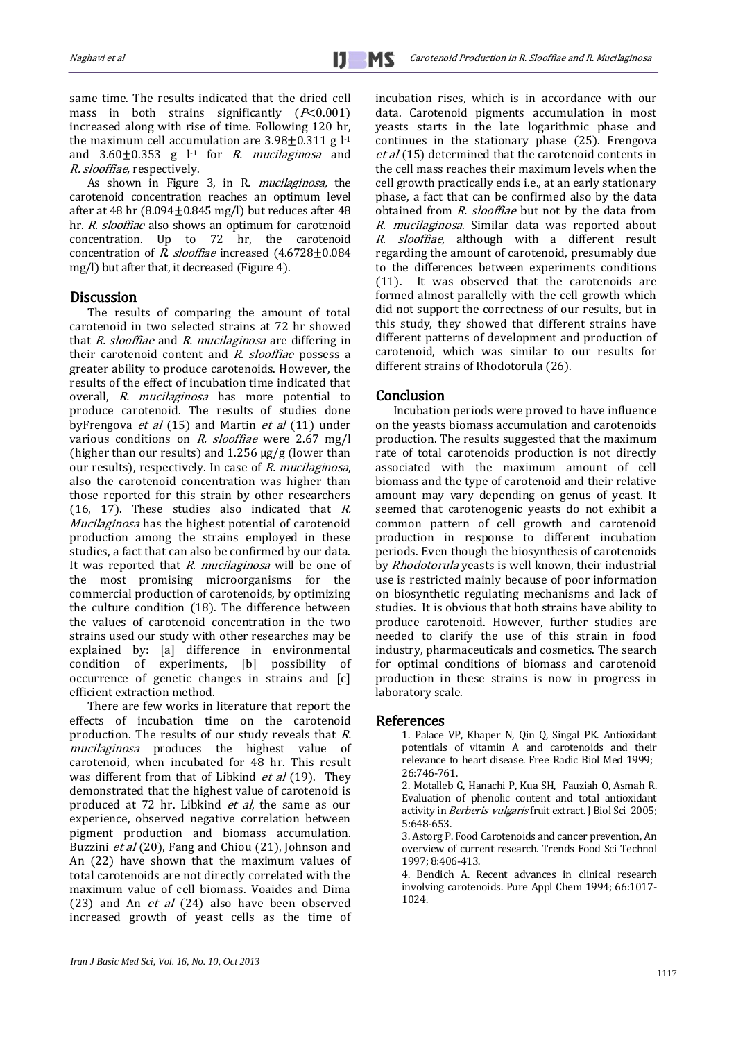same time. The results indicated that the dried cell mass in both strains significantly ($P<0.001$) increased along with rise of time. Following 120 hr, the maximum cell accumulation are 3.98±0.311 g $l^{-1}$ and 3.60±0.353 g $l^{-1}$ for *R. mucilaginosa* and *R. slooffiae*, respectively.

As shown in Figure 3, in R. *mucilaginosa*, the carotenoid concentration reaches an optimum level after at 48 hr (8.094±0.845 mg/l) but reduces after 48 hr. *R. slooffiae* also shows an optimum for carotenoid concentration. Up to 72 hr, the carotenoid concentration of *R. slooffiae* increased (4.6728±0.084 mg/l) but after that, it decreased (Figure 4).

## Discussion

The results of comparing the amount of total carotenoid in two selected strains at 72 hr showed that *R. slooffiae* and *R. mucilaginosa* are differing in their carotenoid content and *R. slooffiae* possess a greater ability to produce carotenoids. However, the results of the effect of incubation time indicated that overall, *R. mucilaginosa* has more potential to produce carotenoid. The results of studies done byFrengova *et al* (15) and Martin *et al* (11) under various conditions on *R. slooffiae* were 2.67 mg/l (higher than our results) and 1.256 μg/g (lower than our results), respectively. In case of *R. mucilaginosa*, also the carotenoid concentration was higher than those reported for this strain by other researchers (16, 17). These studies also indicated that *R. Mucilaginosa* has the highest potential of carotenoid production among the strains employed in these studies, a fact that can also be confirmed by our data. It was reported that *R. mucilaginosa* will be one of the most promising microorganisms for the commercial production of carotenoids, by optimizing the culture condition (18). The difference between the values of carotenoid concentration in the two strains used our study with other researches may be explained by: [a] difference in environmental condition of experiments, [b] possibility of occurrence of genetic changes in strains and [c] efficient extraction method.

There are few works in literature that report the effects of incubation time on the carotenoid production. The results of our study reveals that *R. mucilaginosa* produces the highest value of carotenoid, when incubated for 48 hr. This result was different from that of Libkind *et al* (19). They demonstrated that the highest value of carotenoid is produced at 72 hr. Libkind *et al*, the same as our experience, observed negative correlation between pigment production and biomass accumulation. Buzzini *et al* (20), Fang and Chiou (21), Johnson and An (22) have shown that the maximum values of total carotenoids are not directly correlated with the maximum value of cell biomass. Voaides and Dima (23) and An *et al* (24) also have been observed increased growth of yeast cells as the time of incubation rises, which is in accordance with our data. Carotenoid pigments accumulation in most yeasts starts in the late logarithmic phase and continues in the stationary phase (25). Frengova *et al* (15) determined that the carotenoid contents in the cell mass reaches their maximum levels when the cell growth practically ends i.e., at an early stationary phase, a fact that can be confirmed also by the data obtained from *R. slooffiae* but not by the data from *R. mucilaginosa*. Similar data was reported about *R. slooffiae*, although with a different result regarding the amount of carotenoid, presumably due to the differences between experiments conditions (11). It was observed that the carotenoids are formed almost parallelly with the cell growth which did not support the correctness of our results, but in this study, they showed that different strains have different patterns of development and production of carotenoid, which was similar to our results for different strains of Rhodotorula (26).

## Conclusion

Incubation periods were proved to have influence on the yeasts biomass accumulation and carotenoids production. The results suggested that the maximum rate of total carotenoids production is not directly associated with the maximum amount of cell biomass and the type of carotenoid and their relative amount may vary depending on genus of yeast. It seemed that carotenogenic yeasts do not exhibit a common pattern of cell growth and carotenoid production in response to different incubation periods. Even though the biosynthesis of carotenoids by *Rhodotorula* yeasts is well known, their industrial use is restricted mainly because of poor information on biosynthetic regulating mechanisms and lack of studies. It is obvious that both strains have ability to produce carotenoid. However, further studies are needed to clarify the use of this strain in food industry, pharmaceuticals and cosmetics. The search for optimal conditions of biomass and carotenoid production in these strains is now in progress in laboratory scale.

## References

1. Palace VP, Khaper N, Qin Q, Singal PK. Antioxidant potentials of vitamin A and carotenoids and their relevance to heart disease. Free Radic Biol Med 1999; 26:746-761.
2. Motalleb G, Hanachi P, Kua SH, Fauziah O, Asmah R. Evaluation of phenolic content and total antioxidant activity in *Berberis vulgaris* fruit extract. J Biol Sci 2005; 5:648-653.
3. Astorg P. Food Carotenoids and cancer prevention, An overview of current research. Trends Food Sci Technol 1997; 8:406-413.
4. Bendich A. Recent advances in clinical research involving carotenoids. Pure Appl Chem 1994; 66:1017-1024.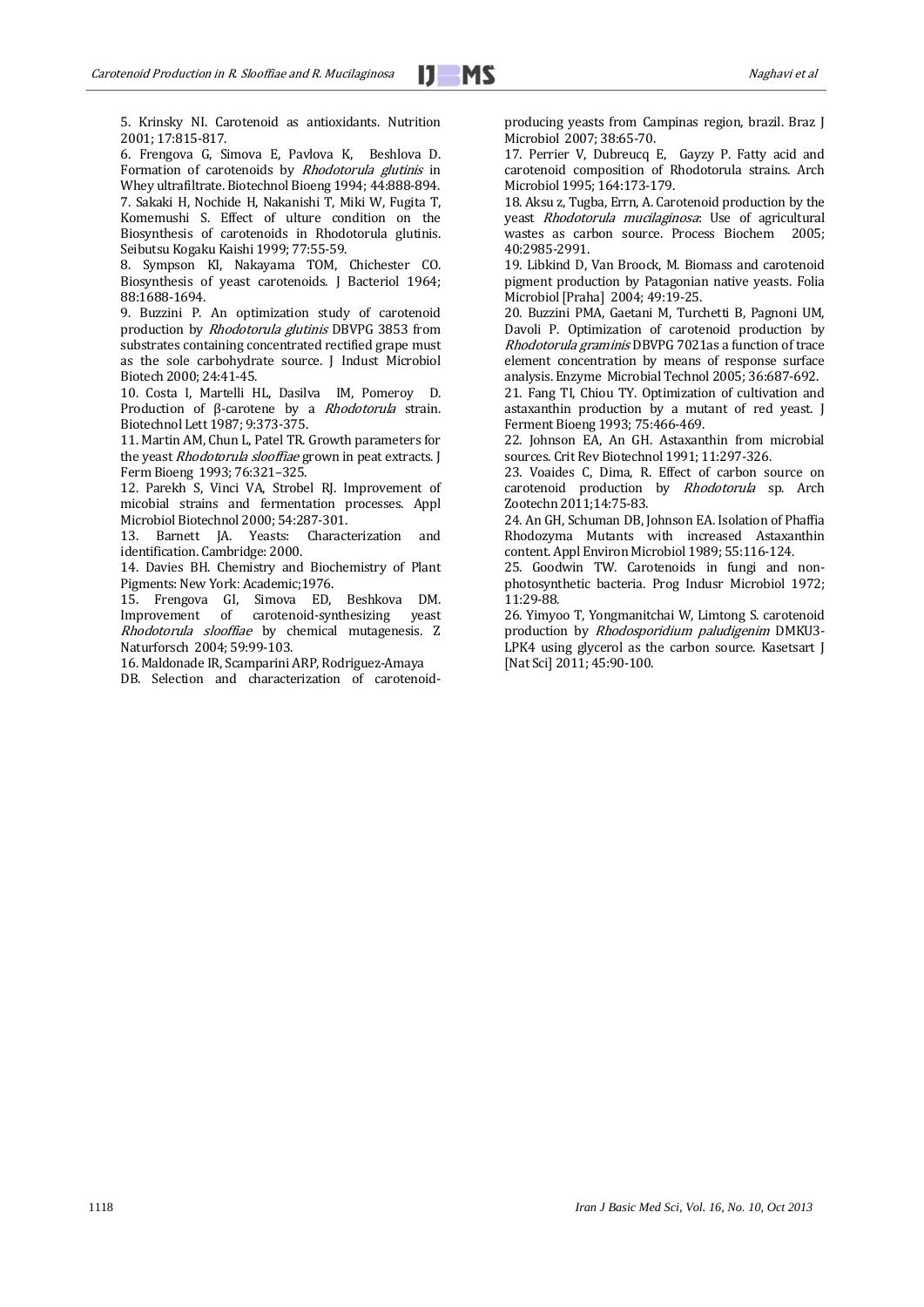5. Krinsky NI. Carotenoid as antioxidants. Nutrition 2001; 17:815-817.

6. Frengova G, Simova E, Pavlova K, Beshlova D. Formation of carotenoids by *Rhodotorula glutinis* in Whey ultrafiltrate. Biotechnol Bioeng 1994; 44:888-894.

7. Sakaki H, Nochide H, Nakanishi T, Miki W, Fugita T, Komemushi S. Effect of ulture condition on the Biosynthesis of carotenoids in Rhodotorula glutinis. Seibutsu Kogaku Kaishi 1999; 77:55-59.

8. Sympson KI, Nakayama TOM, Chichester CO. Biosynthesis of yeast carotenoids. J Bacteriol 1964; 88:1688-1694.

9. Buzzini P. An optimization study of carotenoid production by *Rhodotorula glutinis* DBVPG 3853 from substrates containing concentrated rectified grape must as the sole carbohydrate source. J Indust Microbiol Biotech 2000; 24:41-45.

10. Costa I, Martelli HL, Dasilva IM, Pomeroy D. Production of β-carotene by a *Rhodotorula* strain. Biotechnol Lett 1987; 9:373-375.

11. Martin AM, Chun L, Patel TR. Growth parameters for the yeast *Rhodotorula slooffiae* grown in peat extracts. J Ferm Bioeng 1993; 76:321–325.

12. Parekh S, Vinci VA, Strobel RJ. Improvement of micobial strains and fermentation processes. Appl Microbiol Biotechnol 2000; 54:287-301.

13. Barnett JA. Yeasts: Characterization and identification. Cambridge: 2000.

14. Davies BH. Chemistry and Biochemistry of Plant Pigments: New York: Academic;1976.

15. Frengova GI, Simova ED, Beshkova DM. Improvement of carotenoid-synthesizing yeast *Rhodotorula slooffiae* by chemical mutagenesis. Z Naturforsch 2004; 59:99-103.

16. Maldonade IR, Scamparini ARP, Rodriguez-Amaya DB. Selection and characterization of carotenoid-producing yeasts from Campinas region, brazil. Braz J Microbiol 2007; 38:65-70.

17. Perrier V, Dubreucq E, Gayzy P. Fatty acid and carotenoid composition of Rhodotorula strains. Arch Microbiol 1995; 164:173-179.

18. Aksu z, Tugba, Errn, A. Carotenoid production by the yeast *Rhodotorula mucilaginosa*: Use of agricultural wastes as carbon source. Process Biochem 2005; 40:2985-2991.

19. Libkind D, Van Broock, M. Biomass and carotenoid pigment production by Patagonian native yeasts. Folia Microbiol [Praha] 2004; 49:19-25.

20. Buzzini PMA, Gaetani M, Turchetti B, Pagnoni UM, Davoli P. Optimization of carotenoid production by *Rhodotorula graminis* DBVPG 7021as a function of trace element concentration by means of response surface analysis. Enzyme Microbial Technol 2005; 36:687-692.

21. Fang TI, Chiou TY. Optimization of cultivation and astaxanthin production by a mutant of red yeast. J Ferment Bioeng 1993; 75:466-469.

22. Johnson EA, An GH. Astaxanthin from microbial sources. Crit Rev Biotechnol 1991; 11:297-326.

23. Voaides C, Dima, R. Effect of carbon source on carotenoid production by *Rhodotorula* sp. Arch Zootechn 2011;14:75-83.

24. An GH, Schuman DB, Johnson EA. Isolation of Phaffia Rhodozyma Mutants with increased Astaxanthin content. Appl Environ Microbiol 1989; 55:116-124.

25. Goodwin TW. Carotenoids in fungi and non-photosynthetic bacteria. Prog Indusr Microbiol 1972; 11:29-88.

26. Yimyoo T, Yongmanitchai W, Limtong S. carotenoid production by *Rhodosporidium paludigenim* DMKU3-LPK4 using glycerol as the carbon source. Kasetsart J [Nat Sci] 2011; 45:90-100.